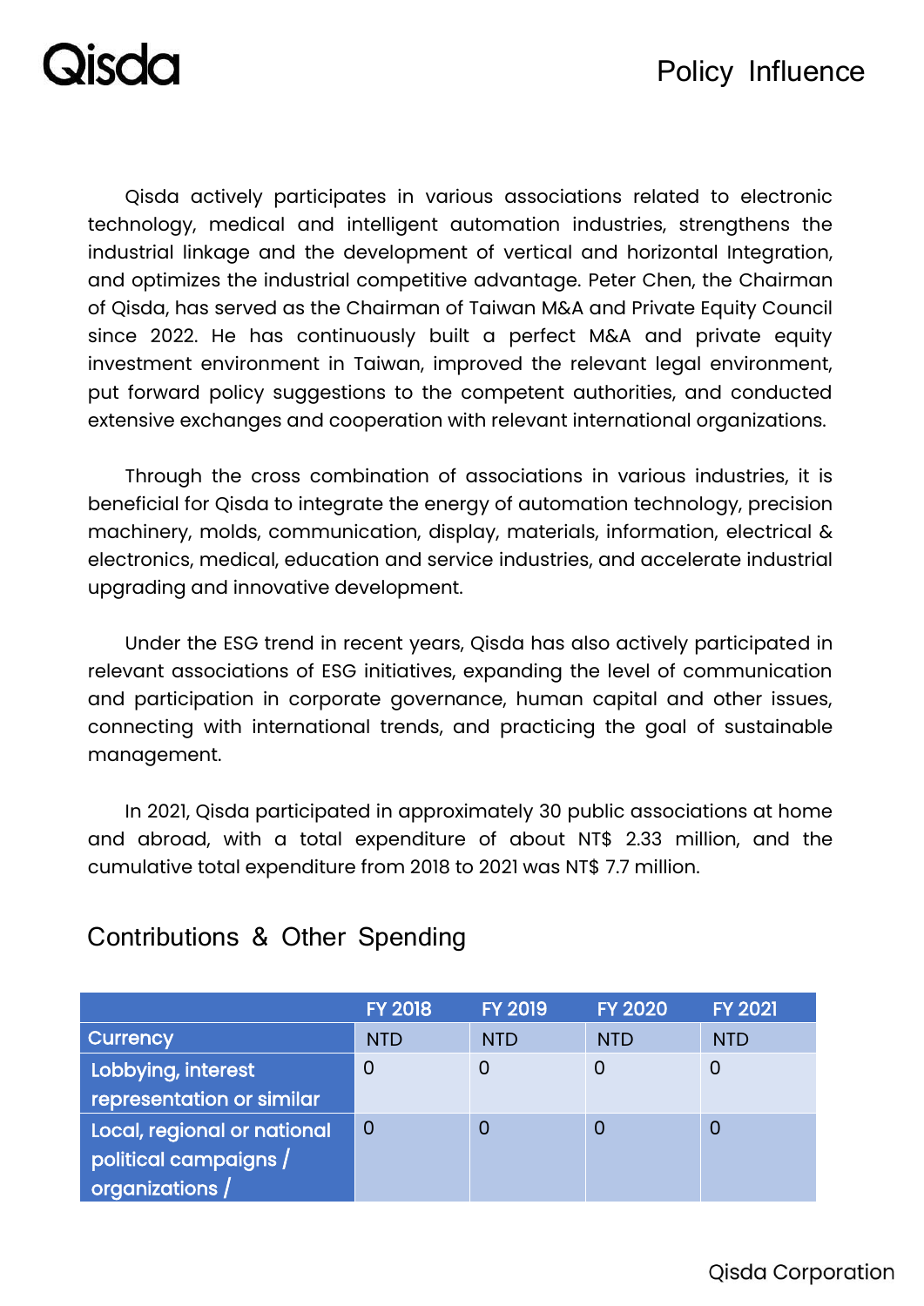# Policy Influence

Qisda actively participates in various associations related to electronic technology, medical and intelligent automation industries, strengthens the industrial linkage and the development of vertical and horizontal Integration, and optimizes the industrial competitive advantage. Peter Chen, the Chairman of Qisda, has served as the Chairman of Taiwan M&A and Private Equity Council since 2022. He has continuously built a perfect M&A and private equity investment environment in Taiwan, improved the relevant legal environment, put forward policy suggestions to the competent authorities, and conducted extensive exchanges and cooperation with relevant international organizations.

Through the cross combination of associations in various industries, it is beneficial for Qisda to integrate the energy of automation technology, precision machinery, molds, communication, display, materials, information, electrical & electronics, medical, education and service industries, and accelerate industrial upgrading and innovative development.

Under the ESG trend in recent years, Qisda has also actively participated in relevant associations of ESG initiatives, expanding the level of communication and participation in corporate governance, human capital and other issues, connecting with international trends, and practicing the goal of sustainable management.

In 2021, Qisda participated in approximately 30 public associations at home and abroad, with a total expenditure of about NT$ 2.33 million, and the cumulative total expenditure from 2018 to 2021 was NT$ 7.7 million.

## Contributions & Other Spending

| | FY 2018 | FY 2019 | FY 2020 | FY 2021 |
|---|---|---|---|---|
| Currency | NTD | NTD | NTD | NTD |
| Lobbying, interest representation or similar | 0 | 0 | 0 | 0 |
| Local, regional or national political campaigns / organizations / | 0 | 0 | 0 | 0 |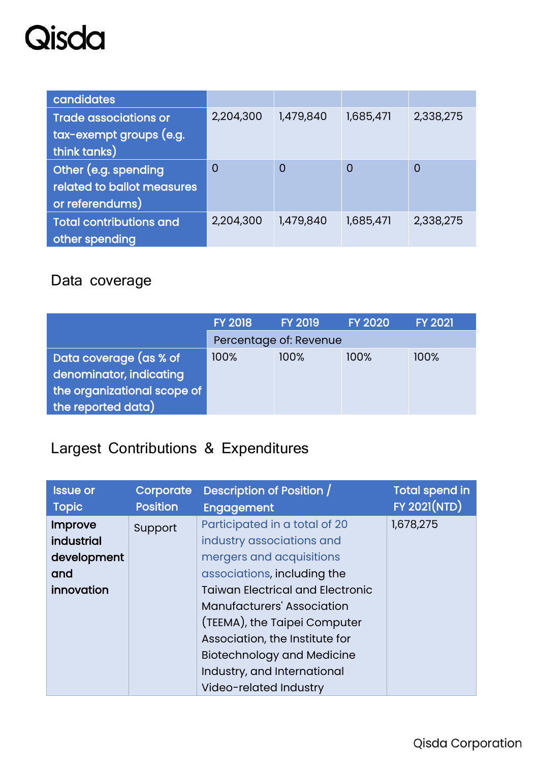| candidates | | | | |
|---|---|---|---|---|
| Trade associations or tax-exempt groups (e.g. think tanks) | 2,204,300 | 1,479,840 | 1,685,471 | 2,338,275 |
| Other (e.g. spending related to ballot measures or referendums) | 0 | 0 | 0 | 0 |
| Total contributions and other spending | 2,204,300 | 1,479,840 | 1,685,471 | 2,338,275 |

## Data coverage

| | FY 2018 | FY 2019 | FY 2020 | FY 2021 |
|---|---|---|---|---|
| | Percentage of: Revenue | | | |
| Data coverage (as % of denominator, indicating the organizational scope of the reported data) | 100% | 100% | 100% | 100% |

## Largest Contributions & Expenditures

| Issue or Topic | Corporate Position | Description of Position / Engagement | Total spend in FY 2021(NTD) |
|---|---|---|---|
| **Improve industrial development and innovation** | Support | Participated in a total of 20 industry associations and mergers and acquisitions associations, including the Taiwan Electrical and Electronic Manufacturers' Association (TEEMA), the Taipei Computer Association, the Institute for Biotechnology and Medicine Industry, and International Video-related Industry | 1,678,275 |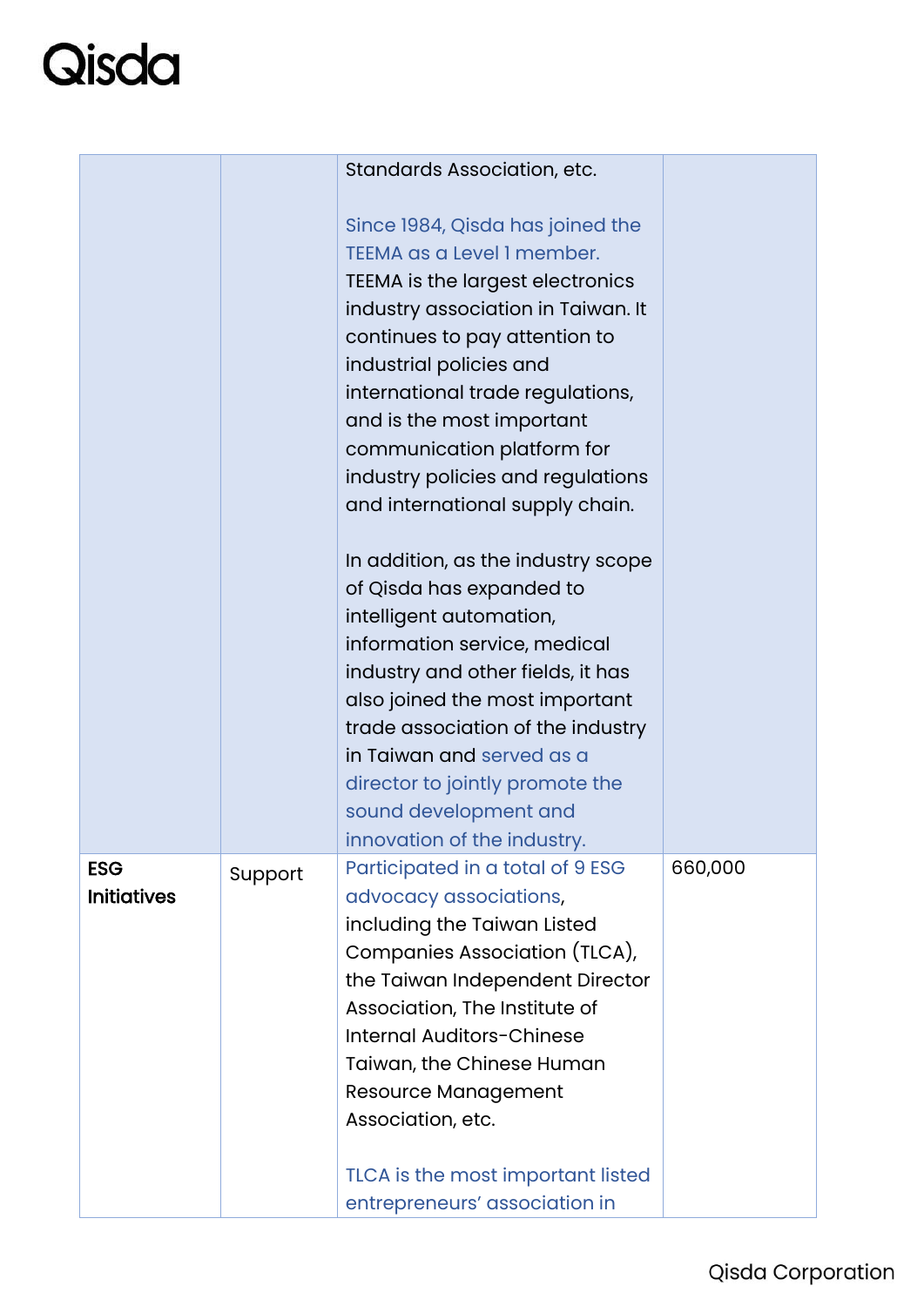| | | | |
|---|---|---|---|
| | | Standards Association, etc.<br><br>Since 1984, Qisda has joined the TEEMA as a Level 1 member. TEEMA is the largest electronics industry association in Taiwan. It continues to pay attention to industrial policies and international trade regulations, and is the most important communication platform for industry policies and regulations and international supply chain.<br><br>In addition, as the industry scope of Qisda has expanded to intelligent automation, information service, medical industry and other fields, it has also joined the most important trade association of the industry in Taiwan and served as a director to jointly promote the sound development and innovation of the industry. | |
| **ESG Initiatives** | Support | Participated in a total of 9 ESG advocacy associations, including the Taiwan Listed Companies Association (TLCA), the Taiwan Independent Director Association, The Institute of Internal Auditors-Chinese Taiwan, the Chinese Human Resource Management Association, etc.<br><br>TLCA is the most important listed entrepreneurs' association in | 660,000 |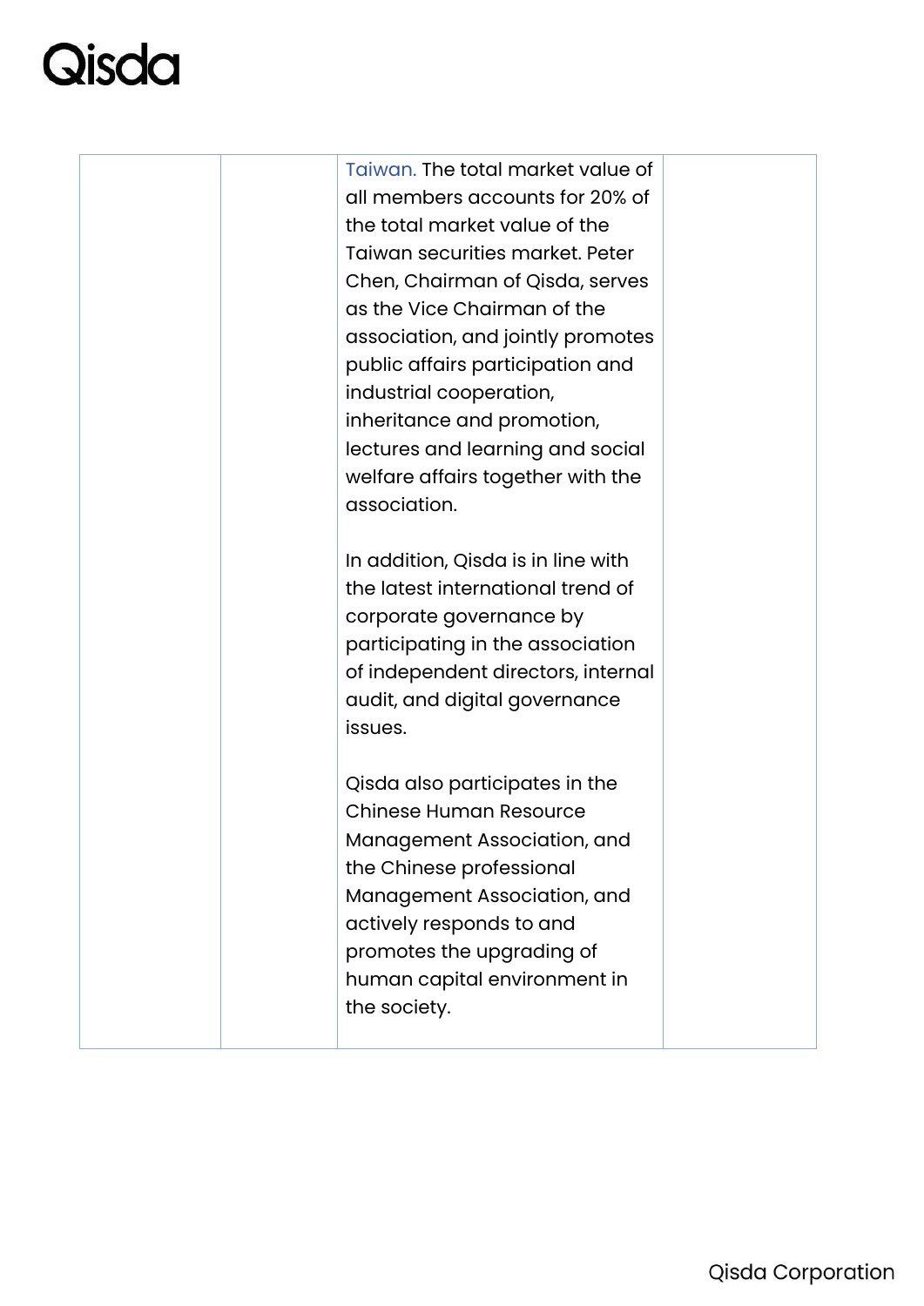| | | | |
|---|---|---|---|
| | | Taiwan. The total market value of all members accounts for 20% of the total market value of the Taiwan securities market. Peter Chen, Chairman of Qisda, serves as the Vice Chairman of the association, and jointly promotes public affairs participation and industrial cooperation, inheritance and promotion, lectures and learning and social welfare affairs together with the association.<br><br>In addition, Qisda is in line with the latest international trend of corporate governance by participating in the association of independent directors, internal audit, and digital governance issues.<br><br>Qisda also participates in the Chinese Human Resource Management Association, and the Chinese professional Management Association, and actively responds to and promotes the upgrading of human capital environment in the society. | |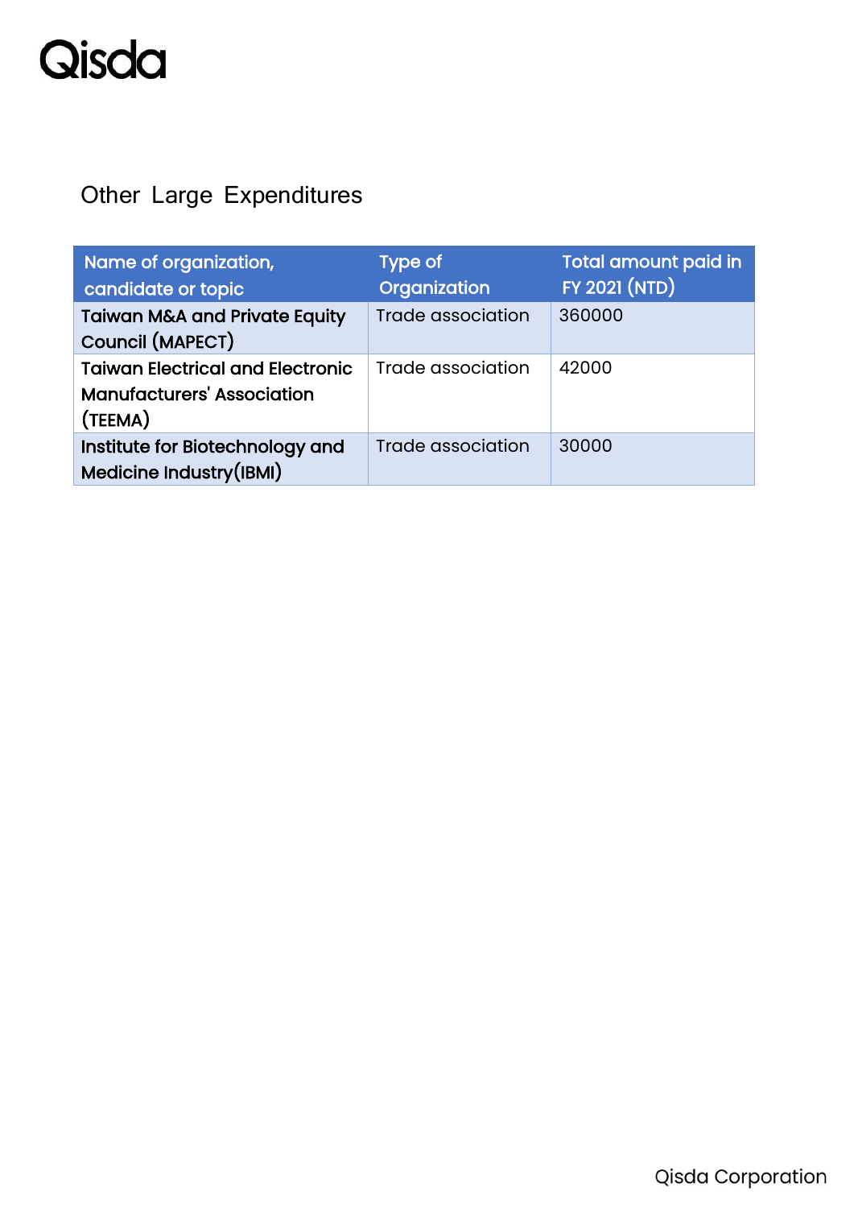## Other Large Expenditures

| Name of organization, candidate or topic | Type of Organization | Total amount paid in FY 2021 (NTD) |
|---|---|---|
| Taiwan M&A and Private Equity Council (MAPECT) | Trade association | 360000 |
| Taiwan Electrical and Electronic Manufacturers' Association (TEEMA) | Trade association | 42000 |
| Institute for Biotechnology and Medicine Industry(IBMI) | Trade association | 30000 |